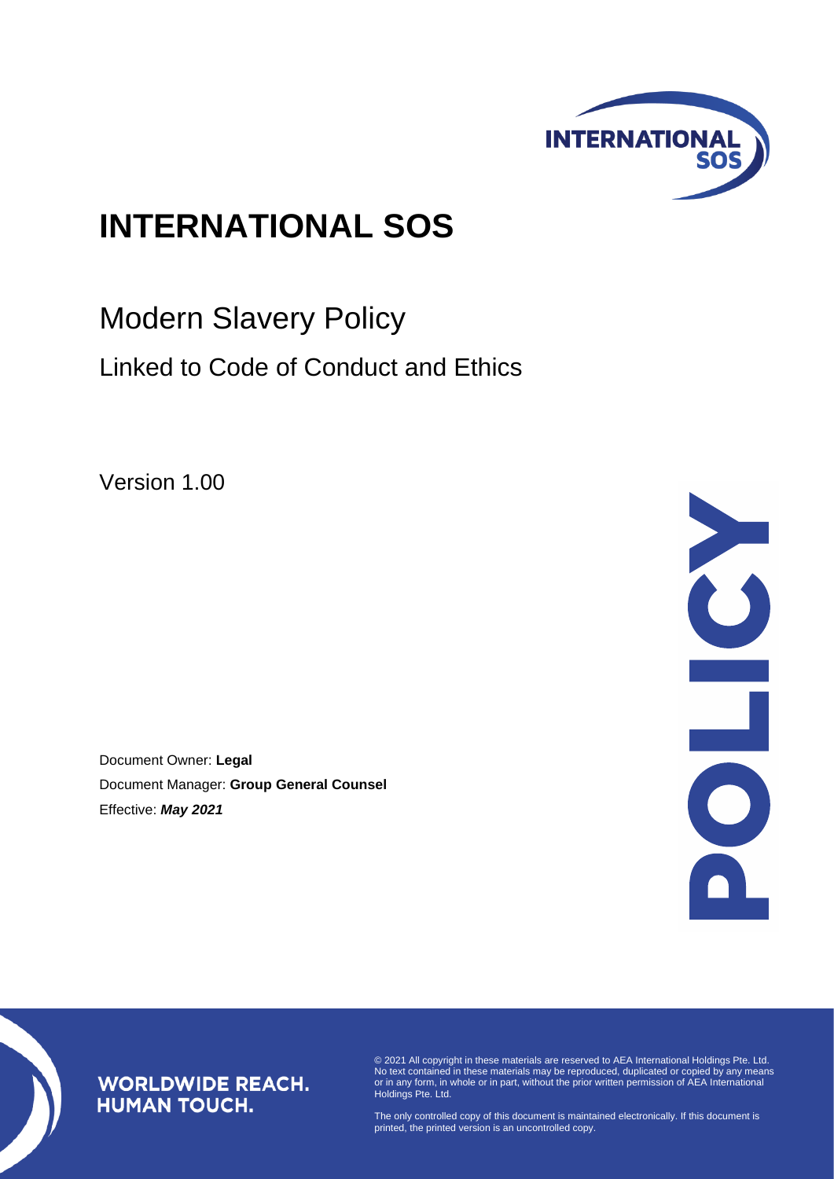# INTERNATIONAL SOS

## Modern Slavery Policy

### Linked to Code of Conduct and Ethics

Version 1.00

POLICY

Document Owner: **Legal**

Document Manager: **Group General Counsel**

Effective: ***May 2021***

**WORLDWIDE REACH. HUMAN TOUCH.**

© 2021 All copyright in these materials are reserved to AEA International Holdings Pte. Ltd. No text contained in these materials may be reproduced, duplicated or copied by any means or in any form, in whole or in part, without the prior written permission of AEA International Holdings Pte. Ltd.

The only controlled copy of this document is maintained electronically. If this document is printed, the printed version is an uncontrolled copy.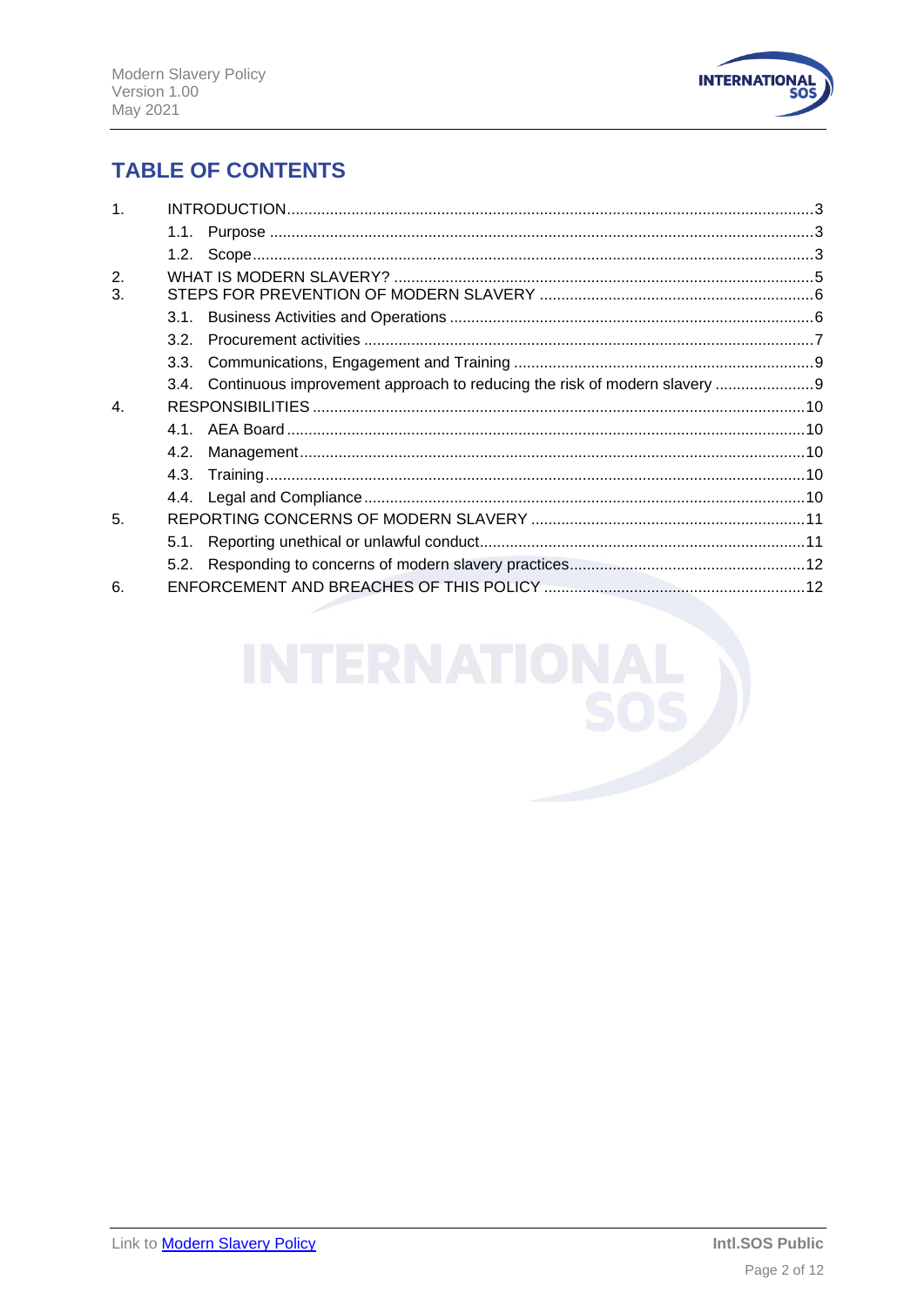# TABLE OF CONTENTS

1. INTRODUCTION ... 3
   - 1.1. Purpose ... 3
   - 1.2. Scope ... 3
2. WHAT IS MODERN SLAVERY? ... 5
3. STEPS FOR PREVENTION OF MODERN SLAVERY ... 6
   - 3.1. Business Activities and Operations ... 6
   - 3.2. Procurement activities ... 7
   - 3.3. Communications, Engagement and Training ... 9
   - 3.4. Continuous improvement approach to reducing the risk of modern slavery ... 9
4. RESPONSIBILITIES ... 10
   - 4.1. AEA Board ... 10
   - 4.2. Management ... 10
   - 4.3. Training ... 10
   - 4.4. Legal and Compliance ... 10
5. REPORTING CONCERNS OF MODERN SLAVERY ... 11
   - 5.1. Reporting unethical or unlawful conduct ... 11
   - 5.2. Responding to concerns of modern slavery practices ... 12
6. ENFORCEMENT AND BREACHES OF THIS POLICY ... 12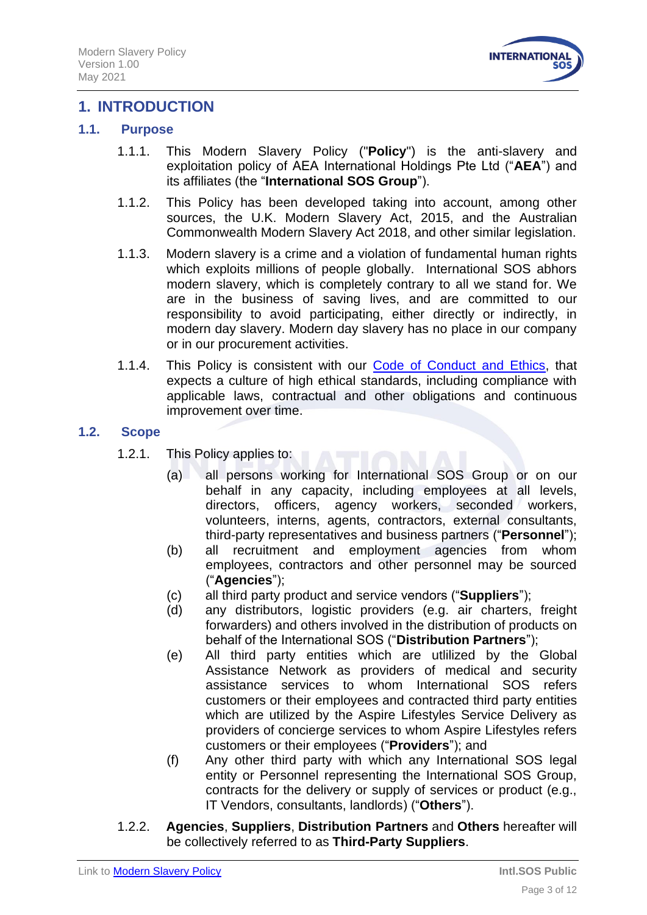# 1. INTRODUCTION

## 1.1. Purpose

1.1.1. This Modern Slavery Policy ("**Policy**") is the anti-slavery and exploitation policy of AEA International Holdings Pte Ltd ("**AEA**") and its affiliates (the "**International SOS Group**").

1.1.2. This Policy has been developed taking into account, among other sources, the U.K. Modern Slavery Act, 2015, and the Australian Commonwealth Modern Slavery Act 2018, and other similar legislation.

1.1.3. Modern slavery is a crime and a violation of fundamental human rights which exploits millions of people globally. International SOS abhors modern slavery, which is completely contrary to all we stand for. We are in the business of saving lives, and are committed to our responsibility to avoid participating, either directly or indirectly, in modern day slavery. Modern day slavery has no place in our company or in our procurement activities.

1.1.4. This Policy is consistent with our Code of Conduct and Ethics, that expects a culture of high ethical standards, including compliance with applicable laws, contractual and other obligations and continuous improvement over time.

## 1.2. Scope

1.2.1. This Policy applies to:

(a) all persons working for International SOS Group or on our behalf in any capacity, including employees at all levels, directors, officers, agency workers, seconded workers, volunteers, interns, agents, contractors, external consultants, third-party representatives and business partners ("**Personnel**");

(b) all recruitment and employment agencies from whom employees, contractors and other personnel may be sourced ("**Agencies**");

(c) all third party product and service vendors ("**Suppliers**");

(d) any distributors, logistic providers (e.g. air charters, freight forwarders) and others involved in the distribution of products on behalf of the International SOS ("**Distribution Partners**");

(e) All third party entities which are utlilized by the Global Assistance Network as providers of medical and security assistance services to whom International SOS refers customers or their employees and contracted third party entities which are utilized by the Aspire Lifestyles Service Delivery as providers of concierge services to whom Aspire Lifestyles refers customers or their employees ("**Providers**"); and

(f) Any other third party with which any International SOS legal entity or Personnel representing the International SOS Group, contracts for the delivery or supply of services or product (e.g., IT Vendors, consultants, landlords) ("**Others**").

1.2.2. **Agencies**, **Suppliers**, **Distribution Partners** and **Others** hereafter will be collectively referred to as **Third-Party Suppliers**.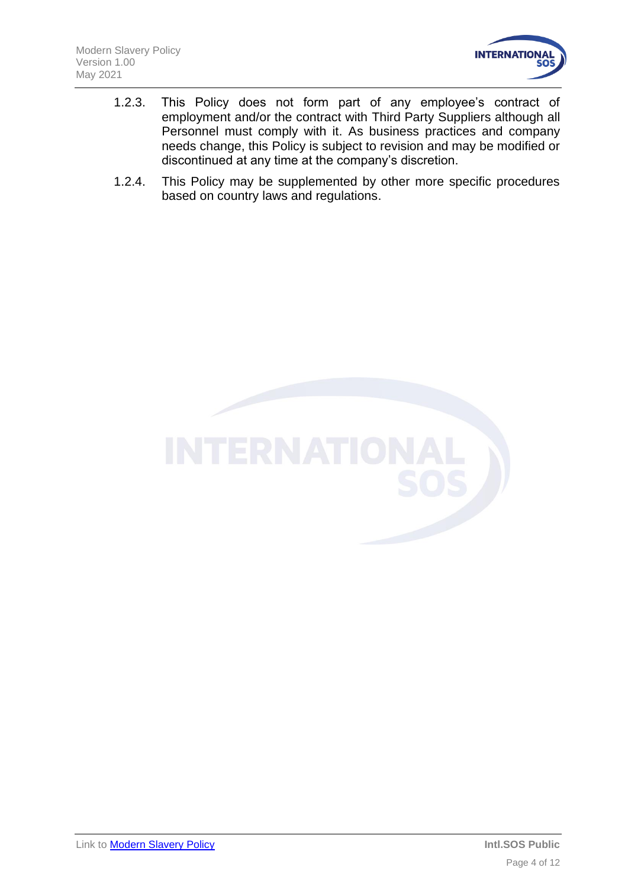1.2.3. This Policy does not form part of any employee's contract of employment and/or the contract with Third Party Suppliers although all Personnel must comply with it. As business practices and company needs change, this Policy is subject to revision and may be modified or discontinued at any time at the company's discretion.

1.2.4. This Policy may be supplemented by other more specific procedures based on country laws and regulations.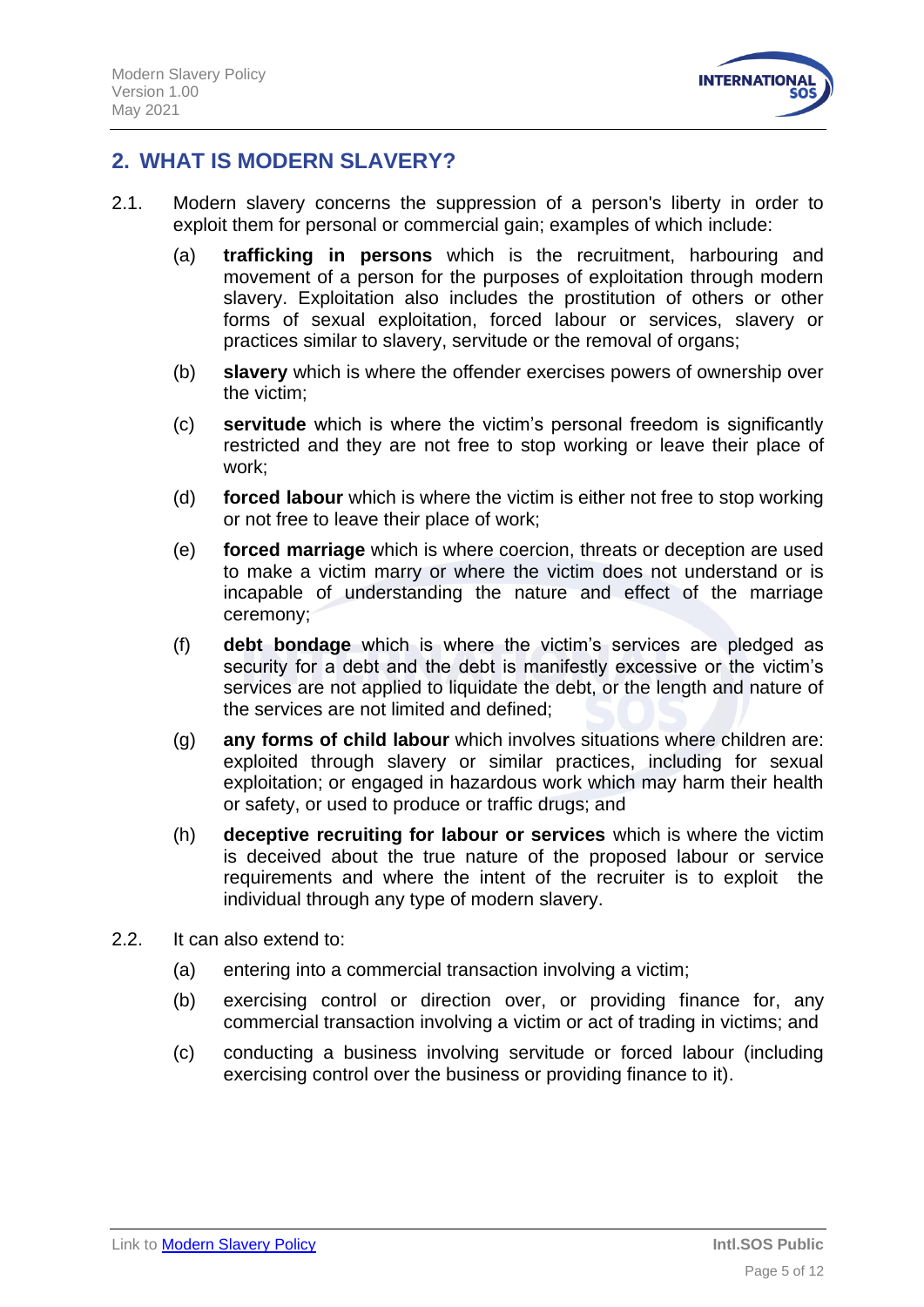## 2. WHAT IS MODERN SLAVERY?

2.1. Modern slavery concerns the suppression of a person's liberty in order to exploit them for personal or commercial gain; examples of which include:

(a) **trafficking in persons** which is the recruitment, harbouring and movement of a person for the purposes of exploitation through modern slavery. Exploitation also includes the prostitution of others or other forms of sexual exploitation, forced labour or services, slavery or practices similar to slavery, servitude or the removal of organs;

(b) **slavery** which is where the offender exercises powers of ownership over the victim;

(c) **servitude** which is where the victim's personal freedom is significantly restricted and they are not free to stop working or leave their place of work;

(d) **forced labour** which is where the victim is either not free to stop working or not free to leave their place of work;

(e) **forced marriage** which is where coercion, threats or deception are used to make a victim marry or where the victim does not understand or is incapable of understanding the nature and effect of the marriage ceremony;

(f) **debt bondage** which is where the victim's services are pledged as security for a debt and the debt is manifestly excessive or the victim's services are not applied to liquidate the debt, or the length and nature of the services are not limited and defined;

(g) **any forms of child labour** which involves situations where children are: exploited through slavery or similar practices, including for sexual exploitation; or engaged in hazardous work which may harm their health or safety, or used to produce or traffic drugs; and

(h) **deceptive recruiting for labour or services** which is where the victim is deceived about the true nature of the proposed labour or service requirements and where the intent of the recruiter is to exploit the individual through any type of modern slavery.

2.2. It can also extend to:

(a) entering into a commercial transaction involving a victim;

(b) exercising control or direction over, or providing finance for, any commercial transaction involving a victim or act of trading in victims; and

(c) conducting a business involving servitude or forced labour (including exercising control over the business or providing finance to it).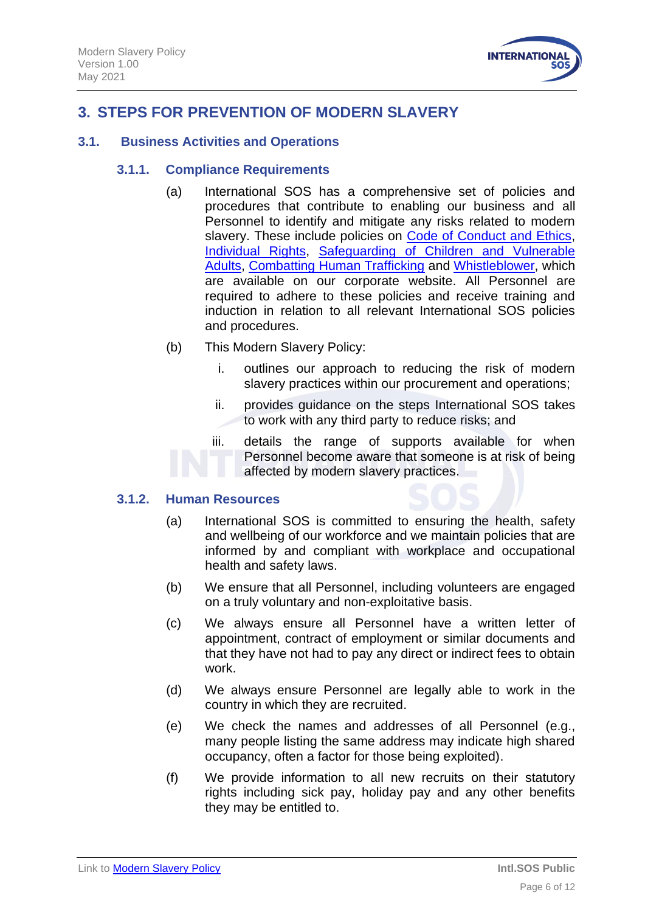# 3. STEPS FOR PREVENTION OF MODERN SLAVERY

## 3.1. Business Activities and Operations

### 3.1.1. Compliance Requirements

(a) International SOS has a comprehensive set of policies and procedures that contribute to enabling our business and all Personnel to identify and mitigate any risks related to modern slavery. These include policies on Code of Conduct and Ethics, Individual Rights, Safeguarding of Children and Vulnerable Adults, Combatting Human Trafficking and Whistleblower, which are available on our corporate website. All Personnel are required to adhere to these policies and receive training and induction in relation to all relevant International SOS policies and procedures.

(b) This Modern Slavery Policy:

i. outlines our approach to reducing the risk of modern slavery practices within our procurement and operations;

ii. provides guidance on the steps International SOS takes to work with any third party to reduce risks; and

iii. details the range of supports available for when Personnel become aware that someone is at risk of being affected by modern slavery practices.

### 3.1.2. Human Resources

(a) International SOS is committed to ensuring the health, safety and wellbeing of our workforce and we maintain policies that are informed by and compliant with workplace and occupational health and safety laws.

(b) We ensure that all Personnel, including volunteers are engaged on a truly voluntary and non-exploitative basis.

(c) We always ensure all Personnel have a written letter of appointment, contract of employment or similar documents and that they have not had to pay any direct or indirect fees to obtain work.

(d) We always ensure Personnel are legally able to work in the country in which they are recruited.

(e) We check the names and addresses of all Personnel (e.g., many people listing the same address may indicate high shared occupancy, often a factor for those being exploited).

(f) We provide information to all new recruits on their statutory rights including sick pay, holiday pay and any other benefits they may be entitled to.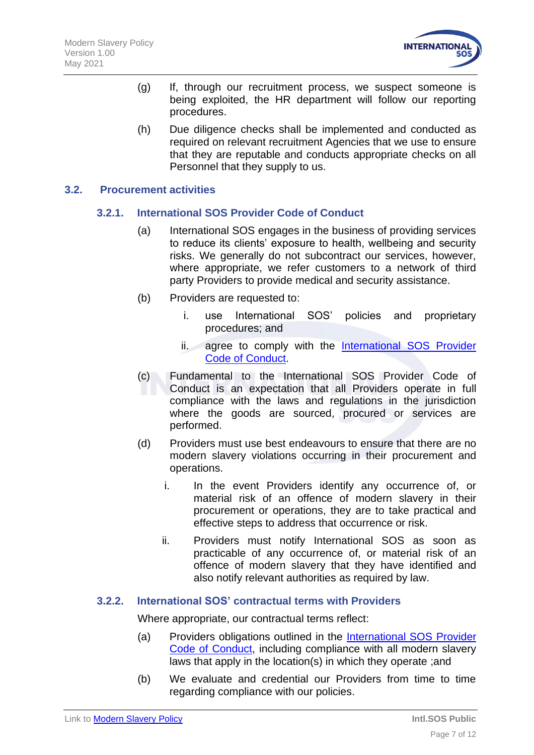(g) If, through our recruitment process, we suspect someone is being exploited, the HR department will follow our reporting procedures.

(h) Due diligence checks shall be implemented and conducted as required on relevant recruitment Agencies that we use to ensure that they are reputable and conducts appropriate checks on all Personnel that they supply to us.

## 3.2. Procurement activities

### 3.2.1. International SOS Provider Code of Conduct

(a) International SOS engages in the business of providing services to reduce its clients' exposure to health, wellbeing and security risks. We generally do not subcontract our services, however, where appropriate, we refer customers to a network of third party Providers to provide medical and security assistance.

(b) Providers are requested to:

   i. use International SOS' policies and proprietary procedures; and

   ii. agree to comply with the International SOS Provider Code of Conduct.

(c) Fundamental to the International SOS Provider Code of Conduct is an expectation that all Providers operate in full compliance with the laws and regulations in the jurisdiction where the goods are sourced, procured or services are performed.

(d) Providers must use best endeavours to ensure that there are no modern slavery violations occurring in their procurement and operations.

   i. In the event Providers identify any occurrence of, or material risk of an offence of modern slavery in their procurement or operations, they are to take practical and effective steps to address that occurrence or risk.

   ii. Providers must notify International SOS as soon as practicable of any occurrence of, or material risk of an offence of modern slavery that they have identified and also notify relevant authorities as required by law.

### 3.2.2. International SOS' contractual terms with Providers

Where appropriate, our contractual terms reflect:

(a) Providers obligations outlined in the International SOS Provider Code of Conduct, including compliance with all modern slavery laws that apply in the location(s) in which they operate ;and

(b) We evaluate and credential our Providers from time to time regarding compliance with our policies.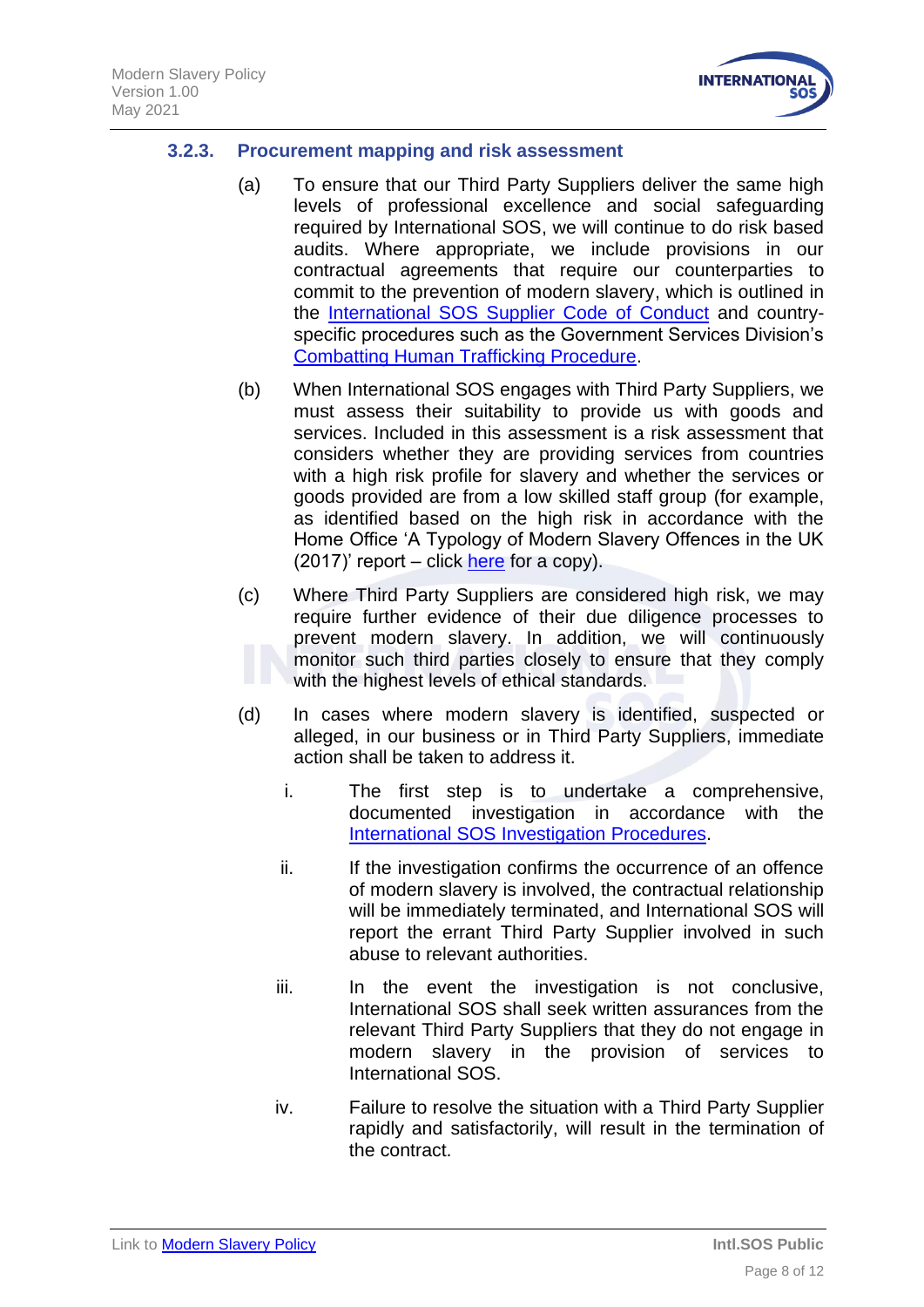### 3.2.3. Procurement mapping and risk assessment

(a) To ensure that our Third Party Suppliers deliver the same high levels of professional excellence and social safeguarding required by International SOS, we will continue to do risk based audits. Where appropriate, we include provisions in our contractual agreements that require our counterparties to commit to the prevention of modern slavery, which is outlined in the International SOS Supplier Code of Conduct and country-specific procedures such as the Government Services Division's Combatting Human Trafficking Procedure.

(b) When International SOS engages with Third Party Suppliers, we must assess their suitability to provide us with goods and services. Included in this assessment is a risk assessment that considers whether they are providing services from countries with a high risk profile for slavery and whether the services or goods provided are from a low skilled staff group (for example, as identified based on the high risk in accordance with the Home Office 'A Typology of Modern Slavery Offences in the UK (2017)' report – click here for a copy).

(c) Where Third Party Suppliers are considered high risk, we may require further evidence of their due diligence processes to prevent modern slavery. In addition, we will continuously monitor such third parties closely to ensure that they comply with the highest levels of ethical standards.

(d) In cases where modern slavery is identified, suspected or alleged, in our business or in Third Party Suppliers, immediate action shall be taken to address it.

   i. The first step is to undertake a comprehensive, documented investigation in accordance with the International SOS Investigation Procedures.

   ii. If the investigation confirms the occurrence of an offence of modern slavery is involved, the contractual relationship will be immediately terminated, and International SOS will report the errant Third Party Supplier involved in such abuse to relevant authorities.

   iii. In the event the investigation is not conclusive, International SOS shall seek written assurances from the relevant Third Party Suppliers that they do not engage in modern slavery in the provision of services to International SOS.

   iv. Failure to resolve the situation with a Third Party Supplier rapidly and satisfactorily, will result in the termination of the contract.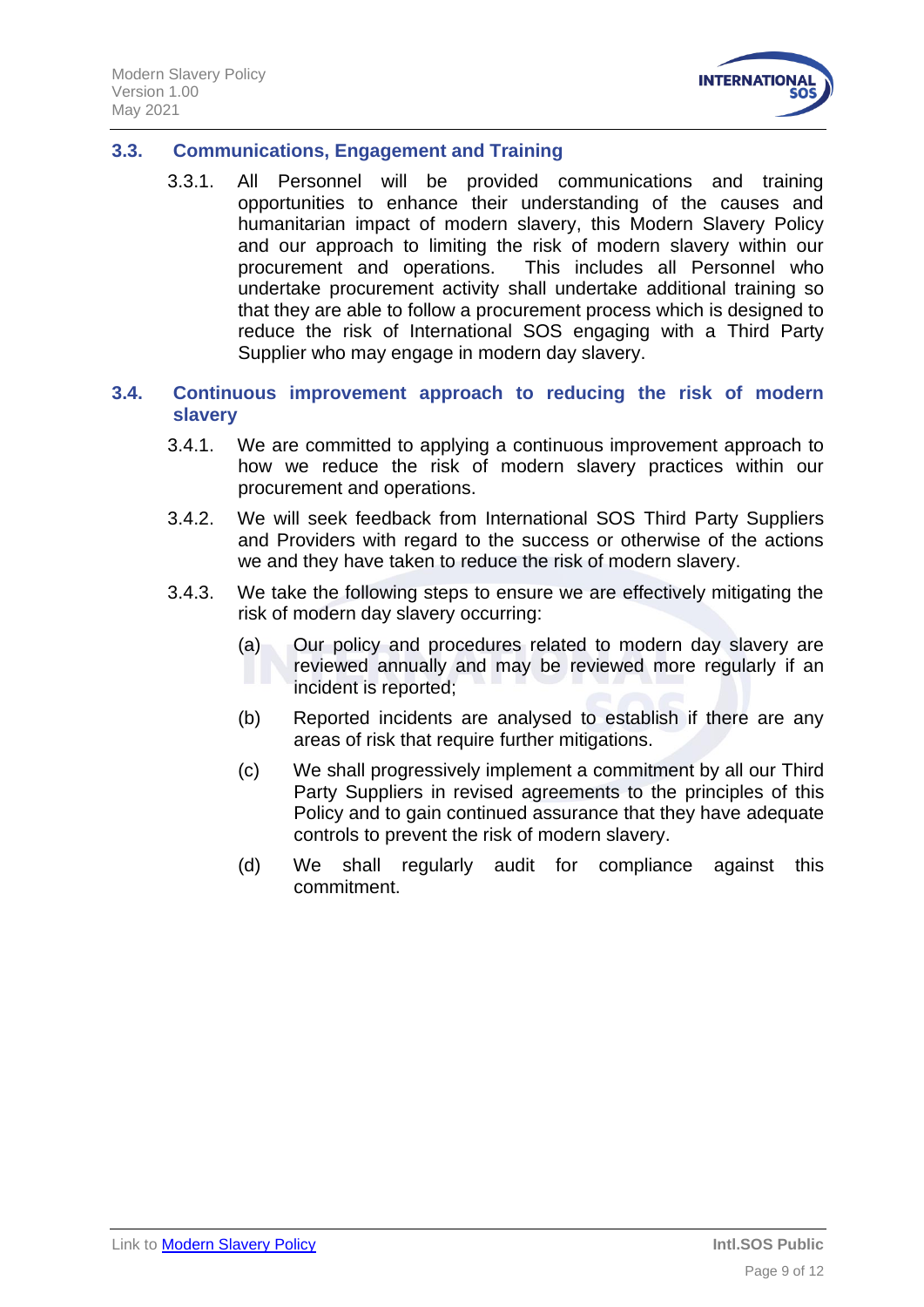### 3.3. Communications, Engagement and Training

3.3.1. All Personnel will be provided communications and training opportunities to enhance their understanding of the causes and humanitarian impact of modern slavery, this Modern Slavery Policy and our approach to limiting the risk of modern slavery within our procurement and operations. This includes all Personnel who undertake procurement activity shall undertake additional training so that they are able to follow a procurement process which is designed to reduce the risk of International SOS engaging with a Third Party Supplier who may engage in modern day slavery.

### 3.4. Continuous improvement approach to reducing the risk of modern slavery

3.4.1. We are committed to applying a continuous improvement approach to how we reduce the risk of modern slavery practices within our procurement and operations.

3.4.2. We will seek feedback from International SOS Third Party Suppliers and Providers with regard to the success or otherwise of the actions we and they have taken to reduce the risk of modern slavery.

3.4.3. We take the following steps to ensure we are effectively mitigating the risk of modern day slavery occurring:

(a) Our policy and procedures related to modern day slavery are reviewed annually and may be reviewed more regularly if an incident is reported;

(b) Reported incidents are analysed to establish if there are any areas of risk that require further mitigations.

(c) We shall progressively implement a commitment by all our Third Party Suppliers in revised agreements to the principles of this Policy and to gain continued assurance that they have adequate controls to prevent the risk of modern slavery.

(d) We shall regularly audit for compliance against this commitment.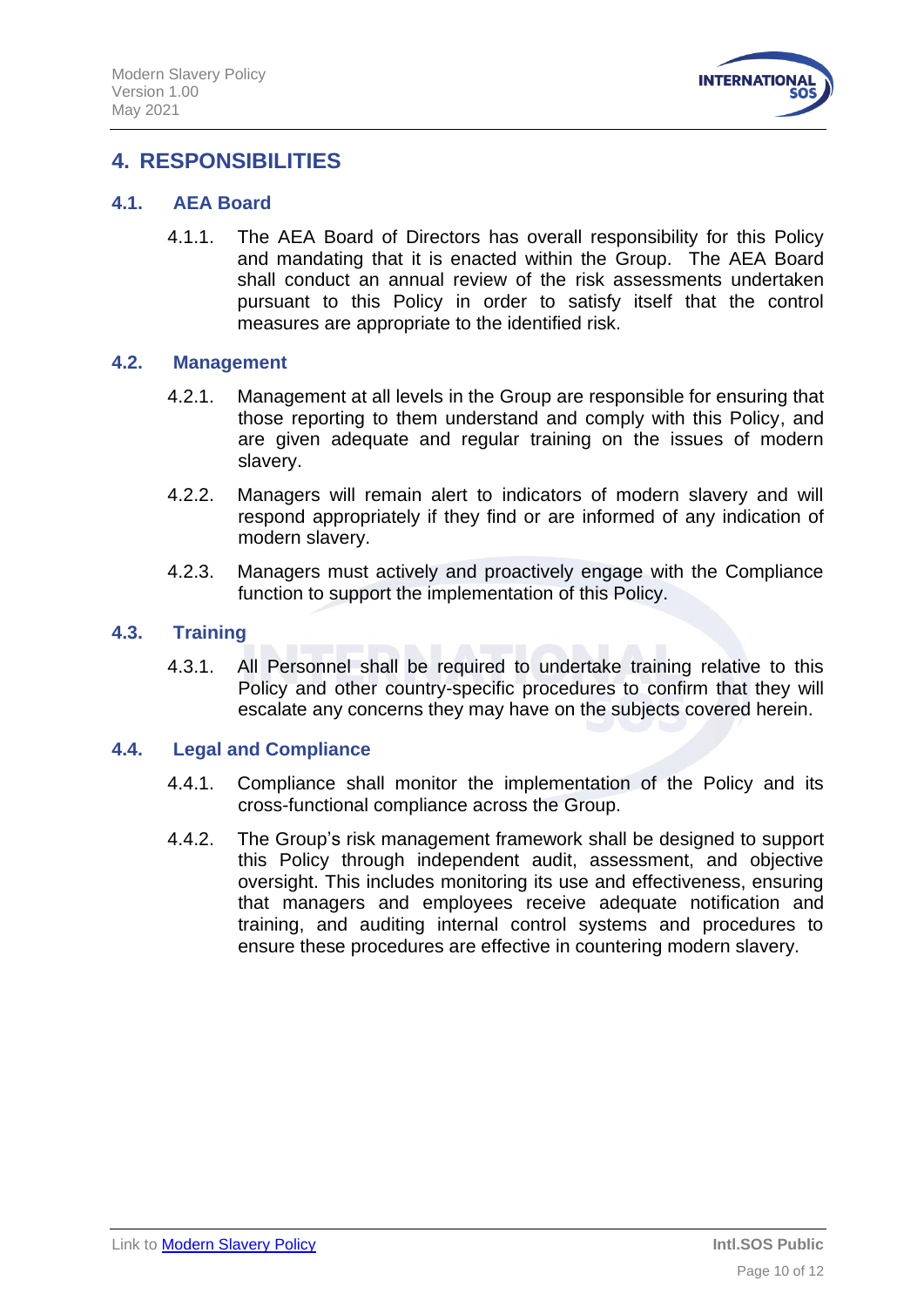# 4. RESPONSIBILITIES

## 4.1. AEA Board

4.1.1. The AEA Board of Directors has overall responsibility for this Policy and mandating that it is enacted within the Group. The AEA Board shall conduct an annual review of the risk assessments undertaken pursuant to this Policy in order to satisfy itself that the control measures are appropriate to the identified risk.

## 4.2. Management

4.2.1. Management at all levels in the Group are responsible for ensuring that those reporting to them understand and comply with this Policy, and are given adequate and regular training on the issues of modern slavery.

4.2.2. Managers will remain alert to indicators of modern slavery and will respond appropriately if they find or are informed of any indication of modern slavery.

4.2.3. Managers must actively and proactively engage with the Compliance function to support the implementation of this Policy.

## 4.3. Training

4.3.1. All Personnel shall be required to undertake training relative to this Policy and other country-specific procedures to confirm that they will escalate any concerns they may have on the subjects covered herein.

## 4.4. Legal and Compliance

4.4.1. Compliance shall monitor the implementation of the Policy and its cross-functional compliance across the Group.

4.4.2. The Group's risk management framework shall be designed to support this Policy through independent audit, assessment, and objective oversight. This includes monitoring its use and effectiveness, ensuring that managers and employees receive adequate notification and training, and auditing internal control systems and procedures to ensure these procedures are effective in countering modern slavery.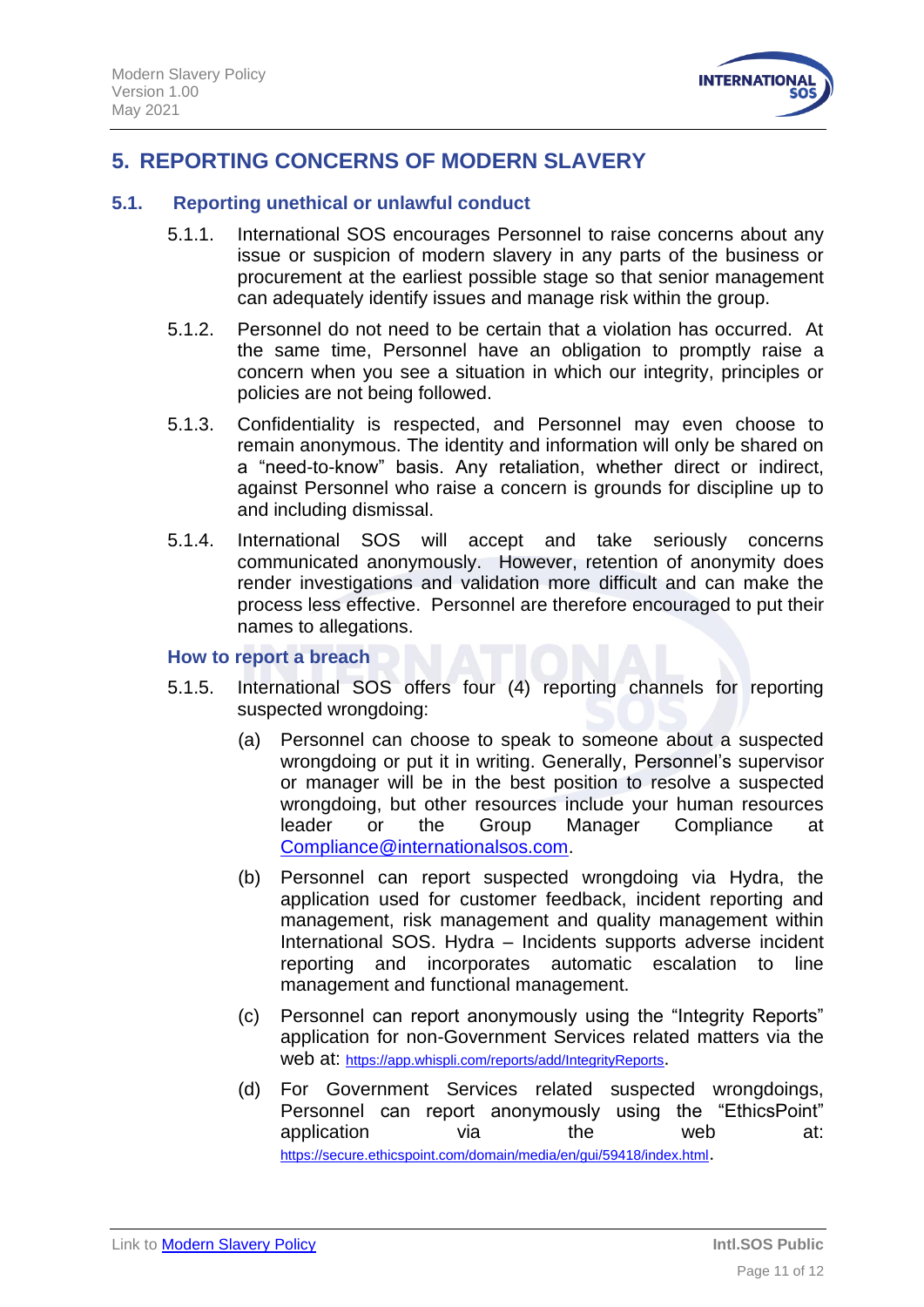# 5. REPORTING CONCERNS OF MODERN SLAVERY

## 5.1. Reporting unethical or unlawful conduct

5.1.1. International SOS encourages Personnel to raise concerns about any issue or suspicion of modern slavery in any parts of the business or procurement at the earliest possible stage so that senior management can adequately identify issues and manage risk within the group.

5.1.2. Personnel do not need to be certain that a violation has occurred. At the same time, Personnel have an obligation to promptly raise a concern when you see a situation in which our integrity, principles or policies are not being followed.

5.1.3. Confidentiality is respected, and Personnel may even choose to remain anonymous. The identity and information will only be shared on a "need-to-know" basis. Any retaliation, whether direct or indirect, against Personnel who raise a concern is grounds for discipline up to and including dismissal.

5.1.4. International SOS will accept and take seriously concerns communicated anonymously. However, retention of anonymity does render investigations and validation more difficult and can make the process less effective. Personnel are therefore encouraged to put their names to allegations.

### How to report a breach

5.1.5. International SOS offers four (4) reporting channels for reporting suspected wrongdoing:

(a) Personnel can choose to speak to someone about a suspected wrongdoing or put it in writing. Generally, Personnel's supervisor or manager will be in the best position to resolve a suspected wrongdoing, but other resources include your human resources leader or the Group Manager Compliance at Compliance@internationalsos.com.

(b) Personnel can report suspected wrongdoing via Hydra, the application used for customer feedback, incident reporting and management, risk management and quality management within International SOS. Hydra – Incidents supports adverse incident reporting and incorporates automatic escalation to line management and functional management.

(c) Personnel can report anonymously using the "Integrity Reports" application for non-Government Services related matters via the web at: https://app.whispli.com/reports/add/IntegrityReports.

(d) For Government Services related suspected wrongdoings, Personnel can report anonymously using the "EthicsPoint" application via the web at: https://secure.ethicspoint.com/domain/media/en/gui/59418/index.html.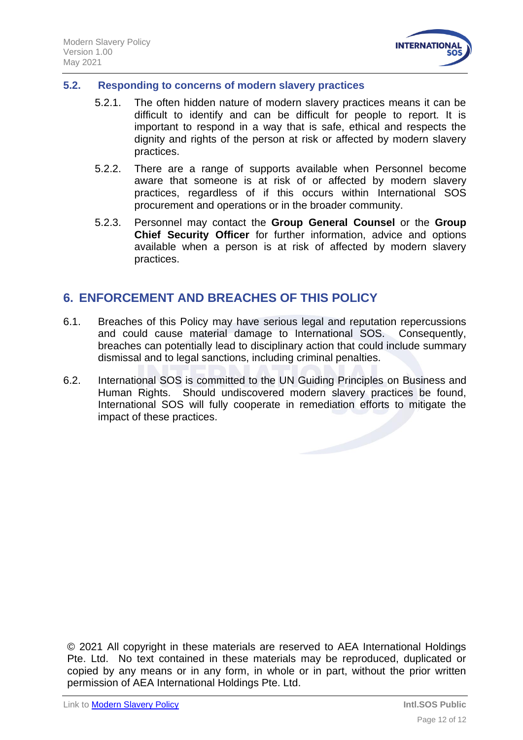### 5.2. Responding to concerns of modern slavery practices

5.2.1. The often hidden nature of modern slavery practices means it can be difficult to identify and can be difficult for people to report. It is important to respond in a way that is safe, ethical and respects the dignity and rights of the person at risk or affected by modern slavery practices.

5.2.2. There are a range of supports available when Personnel become aware that someone is at risk of or affected by modern slavery practices, regardless of if this occurs within International SOS procurement and operations or in the broader community.

5.2.3. Personnel may contact the **Group General Counsel** or the **Group Chief Security Officer** for further information, advice and options available when a person is at risk of affected by modern slavery practices.

## 6. ENFORCEMENT AND BREACHES OF THIS POLICY

6.1. Breaches of this Policy may have serious legal and reputation repercussions and could cause material damage to International SOS. Consequently, breaches can potentially lead to disciplinary action that could include summary dismissal and to legal sanctions, including criminal penalties.

6.2. International SOS is committed to the UN Guiding Principles on Business and Human Rights. Should undiscovered modern slavery practices be found, International SOS will fully cooperate in remediation efforts to mitigate the impact of these practices.

© 2021 All copyright in these materials are reserved to AEA International Holdings Pte. Ltd. No text contained in these materials may be reproduced, duplicated or copied by any means or in any form, in whole or in part, without the prior written permission of AEA International Holdings Pte. Ltd.